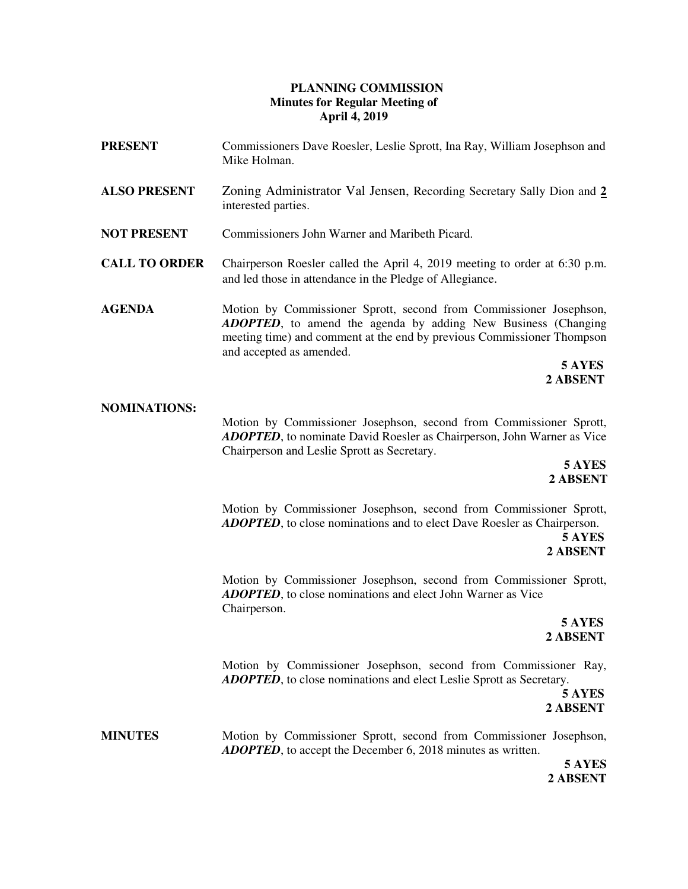# PLANNING COMMISSION
## Minutes for Regular Meeting of
## April 4, 2019

**PRESENT** Commissioners Dave Roesler, Leslie Sprott, Ina Ray, William Josephson and Mike Holman.

**ALSO PRESENT** Zoning Administrator Val Jensen, Recording Secretary Sally Dion and **2** interested parties.

**NOT PRESENT** Commissioners John Warner and Maribeth Picard.

**CALL TO ORDER** Chairperson Roesler called the April 4, 2019 meeting to order at 6:30 p.m. and led those in attendance in the Pledge of Allegiance.

**AGENDA** Motion by Commissioner Sprott, second from Commissioner Josephson, ***ADOPTED***, to amend the agenda by adding New Business (Changing meeting time) and comment at the end by previous Commissioner Thompson and accepted as amended.

**5 AYES**
**2 ABSENT**

**NOMINATIONS:**

Motion by Commissioner Josephson, second from Commissioner Sprott, ***ADOPTED***, to nominate David Roesler as Chairperson, John Warner as Vice Chairperson and Leslie Sprott as Secretary.

**5 AYES**
**2 ABSENT**

Motion by Commissioner Josephson, second from Commissioner Sprott, ***ADOPTED***, to close nominations and to elect Dave Roesler as Chairperson.

**5 AYES**
**2 ABSENT**

Motion by Commissioner Josephson, second from Commissioner Sprott, ***ADOPTED***, to close nominations and elect John Warner as Vice Chairperson.

**5 AYES**
**2 ABSENT**

Motion by Commissioner Josephson, second from Commissioner Ray, ***ADOPTED***, to close nominations and elect Leslie Sprott as Secretary.

**5 AYES**
**2 ABSENT**

**MINUTES** Motion by Commissioner Sprott, second from Commissioner Josephson, ***ADOPTED***, to accept the December 6, 2018 minutes as written.

**5 AYES**
**2 ABSENT**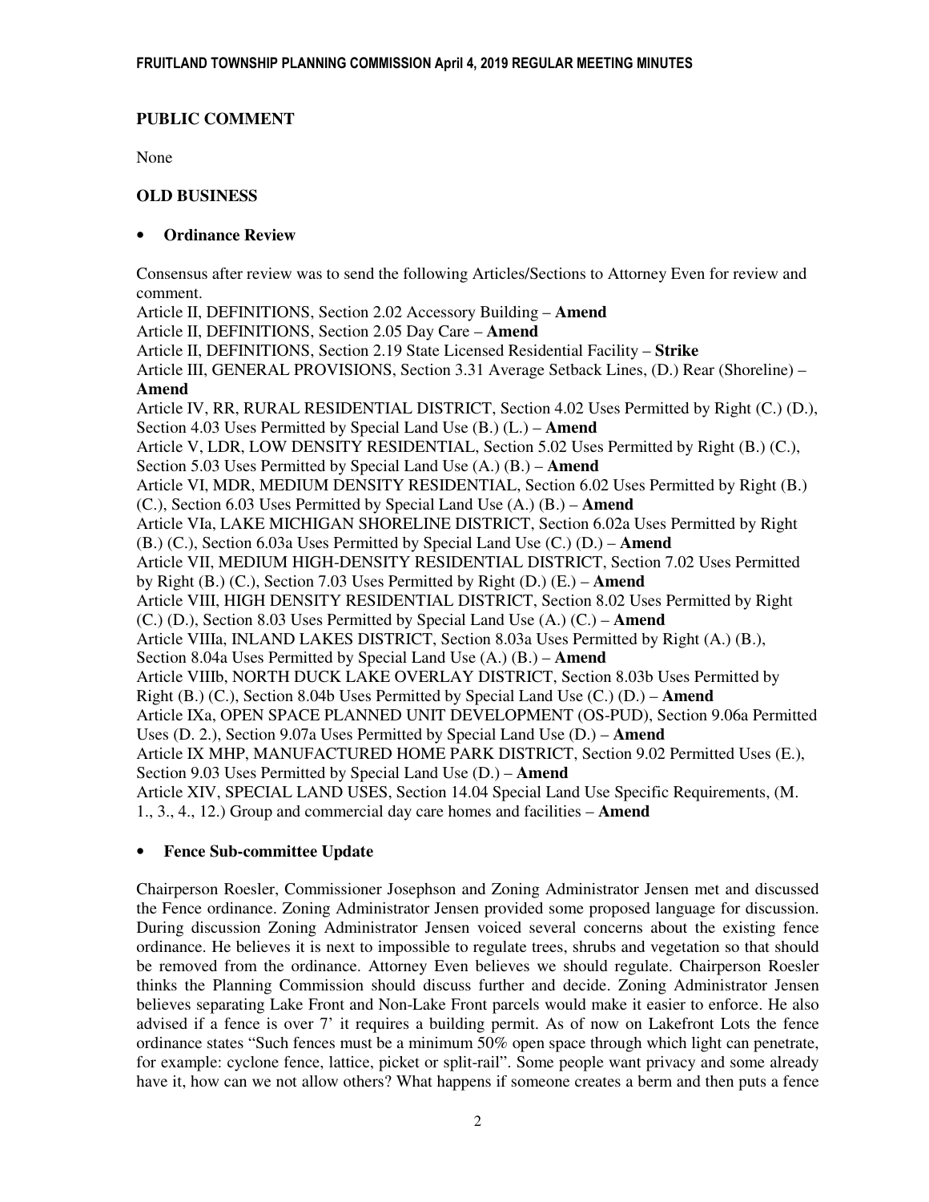**PUBLIC COMMENT**

None

**OLD BUSINESS**

- **Ordinance Review**

Consensus after review was to send the following Articles/Sections to Attorney Even for review and comment.
Article II, DEFINITIONS, Section 2.02 Accessory Building – **Amend**
Article II, DEFINITIONS, Section 2.05 Day Care – **Amend**
Article II, DEFINITIONS, Section 2.19 State Licensed Residential Facility – **Strike**
Article III, GENERAL PROVISIONS, Section 3.31 Average Setback Lines, (D.) Rear (Shoreline) – **Amend**
Article IV, RR, RURAL RESIDENTIAL DISTRICT, Section 4.02 Uses Permitted by Right (C.) (D.), Section 4.03 Uses Permitted by Special Land Use (B.) (L.) – **Amend**
Article V, LDR, LOW DENSITY RESIDENTIAL, Section 5.02 Uses Permitted by Right (B.) (C.), Section 5.03 Uses Permitted by Special Land Use (A.) (B.) – **Amend**
Article VI, MDR, MEDIUM DENSITY RESIDENTIAL, Section 6.02 Uses Permitted by Right (B.) (C.), Section 6.03 Uses Permitted by Special Land Use (A.) (B.) – **Amend**
Article VIa, LAKE MICHIGAN SHORELINE DISTRICT, Section 6.02a Uses Permitted by Right (B.) (C.), Section 6.03a Uses Permitted by Special Land Use (C.) (D.) – **Amend**
Article VII, MEDIUM HIGH-DENSITY RESIDENTIAL DISTRICT, Section 7.02 Uses Permitted by Right (B.) (C.), Section 7.03 Uses Permitted by Right (D.) (E.) – **Amend**
Article VIII, HIGH DENSITY RESIDENTIAL DISTRICT, Section 8.02 Uses Permitted by Right (C.) (D.), Section 8.03 Uses Permitted by Special Land Use (A.) (C.) – **Amend**
Article VIIIa, INLAND LAKES DISTRICT, Section 8.03a Uses Permitted by Right (A.) (B.), Section 8.04a Uses Permitted by Special Land Use (A.) (B.) – **Amend**
Article VIIIb, NORTH DUCK LAKE OVERLAY DISTRICT, Section 8.03b Uses Permitted by Right (B.) (C.), Section 8.04b Uses Permitted by Special Land Use (C.) (D.) – **Amend**
Article IXa, OPEN SPACE PLANNED UNIT DEVELOPMENT (OS-PUD), Section 9.06a Permitted Uses (D. 2.), Section 9.07a Uses Permitted by Special Land Use (D.) – **Amend**
Article IX MHP, MANUFACTURED HOME PARK DISTRICT, Section 9.02 Permitted Uses (E.), Section 9.03 Uses Permitted by Special Land Use (D.) – **Amend**
Article XIV, SPECIAL LAND USES, Section 14.04 Special Land Use Specific Requirements, (M. 1., 3., 4., 12.) Group and commercial day care homes and facilities – **Amend**

- **Fence Sub-committee Update**

Chairperson Roesler, Commissioner Josephson and Zoning Administrator Jensen met and discussed the Fence ordinance. Zoning Administrator Jensen provided some proposed language for discussion. During discussion Zoning Administrator Jensen voiced several concerns about the existing fence ordinance. He believes it is next to impossible to regulate trees, shrubs and vegetation so that should be removed from the ordinance. Attorney Even believes we should regulate. Chairperson Roesler thinks the Planning Commission should discuss further and decide. Zoning Administrator Jensen believes separating Lake Front and Non-Lake Front parcels would make it easier to enforce. He also advised if a fence is over 7' it requires a building permit. As of now on Lakefront Lots the fence ordinance states "Such fences must be a minimum 50% open space through which light can penetrate, for example: cyclone fence, lattice, picket or split-rail". Some people want privacy and some already have it, how can we not allow others? What happens if someone creates a berm and then puts a fence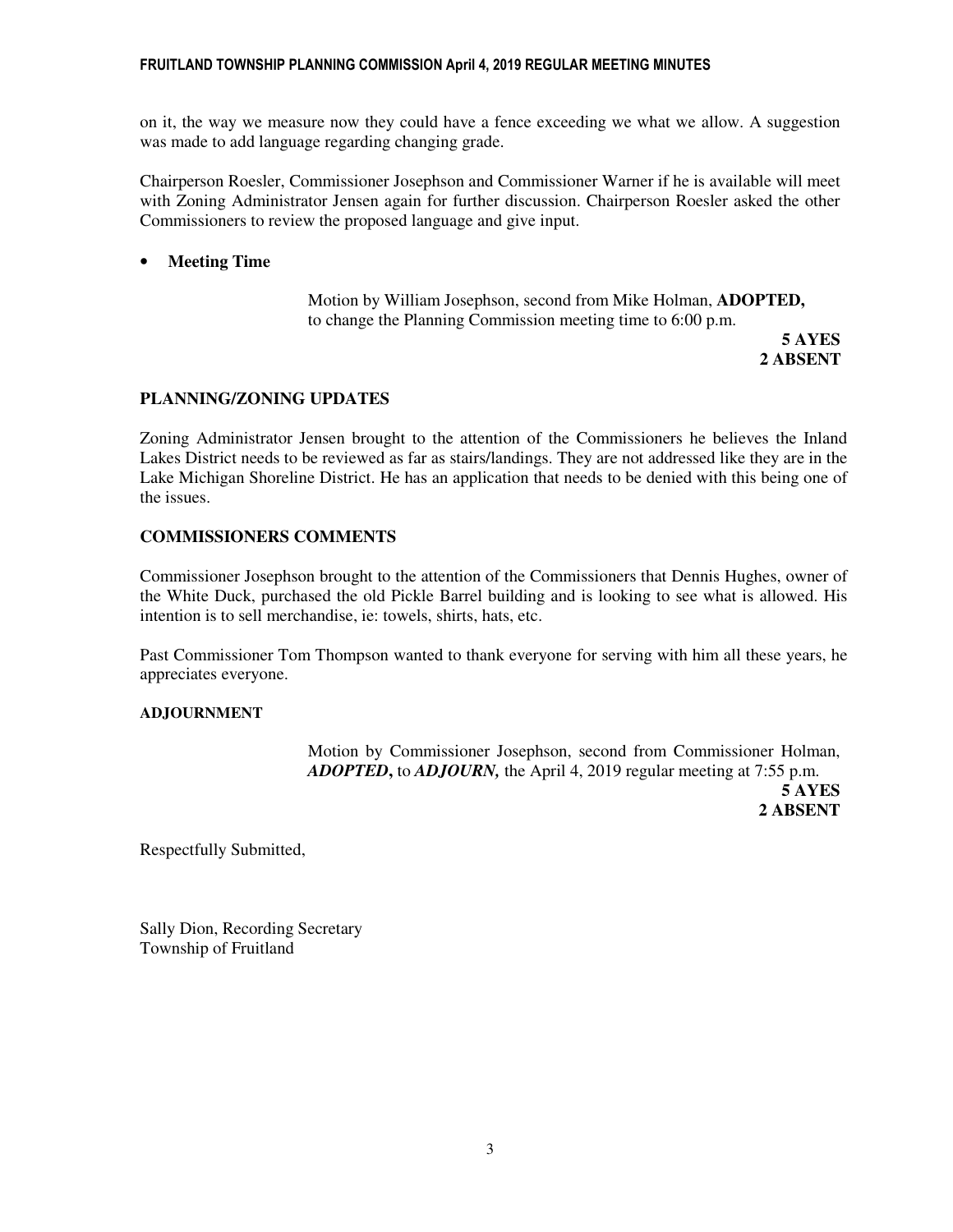on it, the way we measure now they could have a fence exceeding we what we allow. A suggestion was made to add language regarding changing grade.

Chairperson Roesler, Commissioner Josephson and Commissioner Warner if he is available will meet with Zoning Administrator Jensen again for further discussion. Chairperson Roesler asked the other Commissioners to review the proposed language and give input.

- **Meeting Time**

> Motion by William Josephson, second from Mike Holman, **ADOPTED,** to change the Planning Commission meeting time to 6:00 p.m.
>
> **5 AYES**
> **2 ABSENT**

### PLANNING/ZONING UPDATES

Zoning Administrator Jensen brought to the attention of the Commissioners he believes the Inland Lakes District needs to be reviewed as far as stairs/landings. They are not addressed like they are in the Lake Michigan Shoreline District. He has an application that needs to be denied with this being one of the issues.

### COMMISSIONERS COMMENTS

Commissioner Josephson brought to the attention of the Commissioners that Dennis Hughes, owner of the White Duck, purchased the old Pickle Barrel building and is looking to see what is allowed. His intention is to sell merchandise, ie: towels, shirts, hats, etc.

Past Commissioner Tom Thompson wanted to thank everyone for serving with him all these years, he appreciates everyone.

### ADJOURNMENT

> Motion by Commissioner Josephson, second from Commissioner Holman, ***ADOPTED*****,** to ***ADJOURN,*** the April 4, 2019 regular meeting at 7:55 p.m.
>
> **5 AYES**
> **2 ABSENT**

Respectfully Submitted,

Sally Dion, Recording Secretary
Township of Fruitland